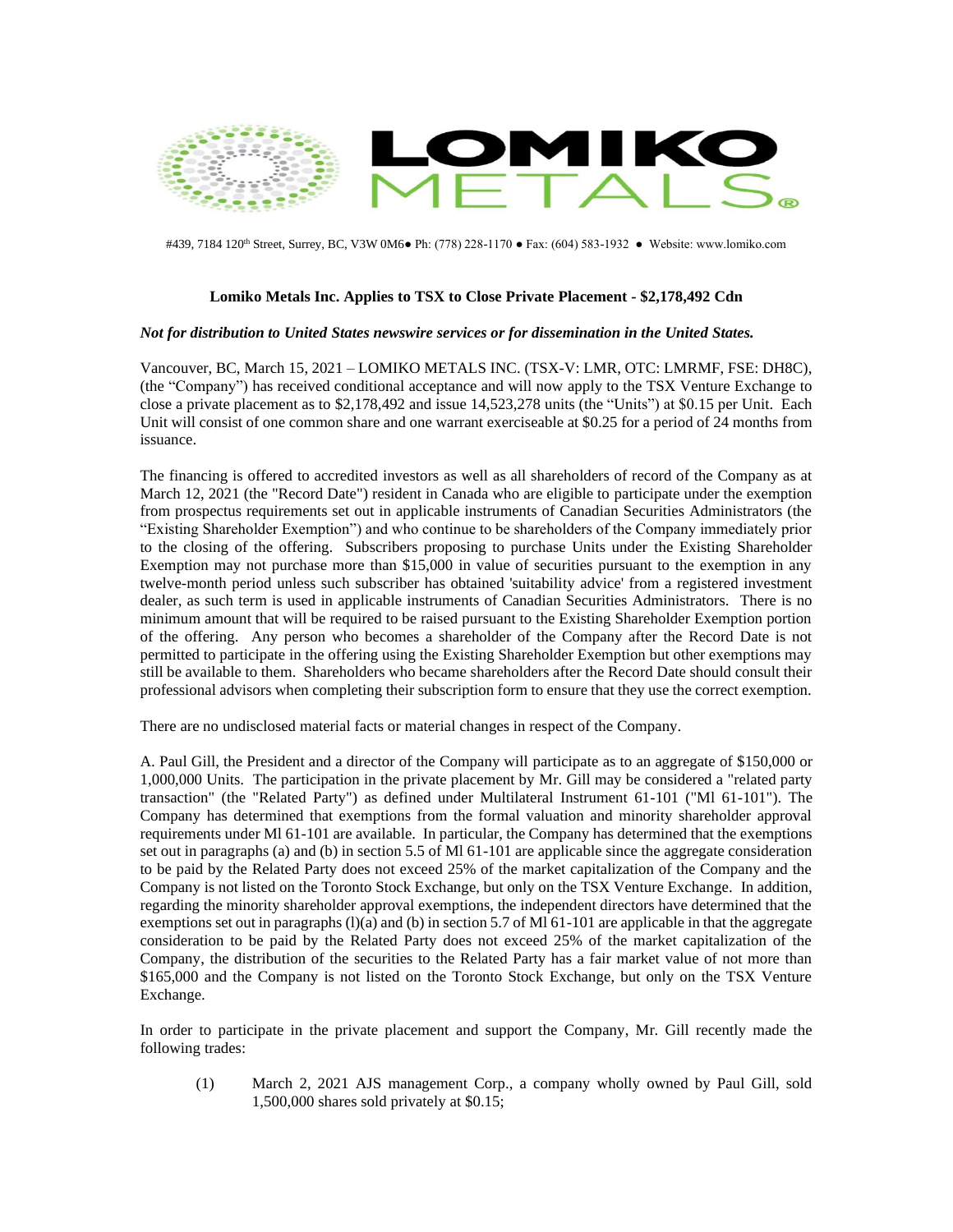LOMIKO METALS®

#439, 7184 120th Street, Surrey, BC, V3W 0M6● Ph: (778) 228-1170 ● Fax: (604) 583-1932 ● Website: www.lomiko.com

**Lomiko Metals Inc. Applies to TSX to Close Private Placement - $2,178,492 Cdn**

***Not for distribution to United States newswire services or for dissemination in the United States.***

Vancouver, BC, March 15, 2021 – LOMIKO METALS INC. (TSX-V: LMR, OTC: LMRMF, FSE: DH8C), (the "Company") has received conditional acceptance and will now apply to the TSX Venture Exchange to close a private placement as to $2,178,492 and issue 14,523,278 units (the "Units") at $0.15 per Unit. Each Unit will consist of one common share and one warrant exerciseable at $0.25 for a period of 24 months from issuance.

The financing is offered to accredited investors as well as all shareholders of record of the Company as at March 12, 2021 (the "Record Date") resident in Canada who are eligible to participate under the exemption from prospectus requirements set out in applicable instruments of Canadian Securities Administrators (the "Existing Shareholder Exemption") and who continue to be shareholders of the Company immediately prior to the closing of the offering. Subscribers proposing to purchase Units under the Existing Shareholder Exemption may not purchase more than $15,000 in value of securities pursuant to the exemption in any twelve-month period unless such subscriber has obtained 'suitability advice' from a registered investment dealer, as such term is used in applicable instruments of Canadian Securities Administrators. There is no minimum amount that will be required to be raised pursuant to the Existing Shareholder Exemption portion of the offering. Any person who becomes a shareholder of the Company after the Record Date is not permitted to participate in the offering using the Existing Shareholder Exemption but other exemptions may still be available to them. Shareholders who became shareholders after the Record Date should consult their professional advisors when completing their subscription form to ensure that they use the correct exemption.

There are no undisclosed material facts or material changes in respect of the Company.

A. Paul Gill, the President and a director of the Company will participate as to an aggregate of $150,000 or 1,000,000 Units. The participation in the private placement by Mr. Gill may be considered a "related party transaction" (the "Related Party") as defined under Multilateral Instrument 61-101 ("Ml 61-101"). The Company has determined that exemptions from the formal valuation and minority shareholder approval requirements under Ml 61-101 are available. In particular, the Company has determined that the exemptions set out in paragraphs (a) and (b) in section 5.5 of Ml 61-101 are applicable since the aggregate consideration to be paid by the Related Party does not exceed 25% of the market capitalization of the Company and the Company is not listed on the Toronto Stock Exchange, but only on the TSX Venture Exchange. In addition, regarding the minority shareholder approval exemptions, the independent directors have determined that the exemptions set out in paragraphs (l)(a) and (b) in section 5.7 of Ml 61-101 are applicable in that the aggregate consideration to be paid by the Related Party does not exceed 25% of the market capitalization of the Company, the distribution of the securities to the Related Party has a fair market value of not more than $165,000 and the Company is not listed on the Toronto Stock Exchange, but only on the TSX Venture Exchange.

In order to participate in the private placement and support the Company, Mr. Gill recently made the following trades:

(1) March 2, 2021 AJS management Corp., a company wholly owned by Paul Gill, sold 1,500,000 shares sold privately at $0.15;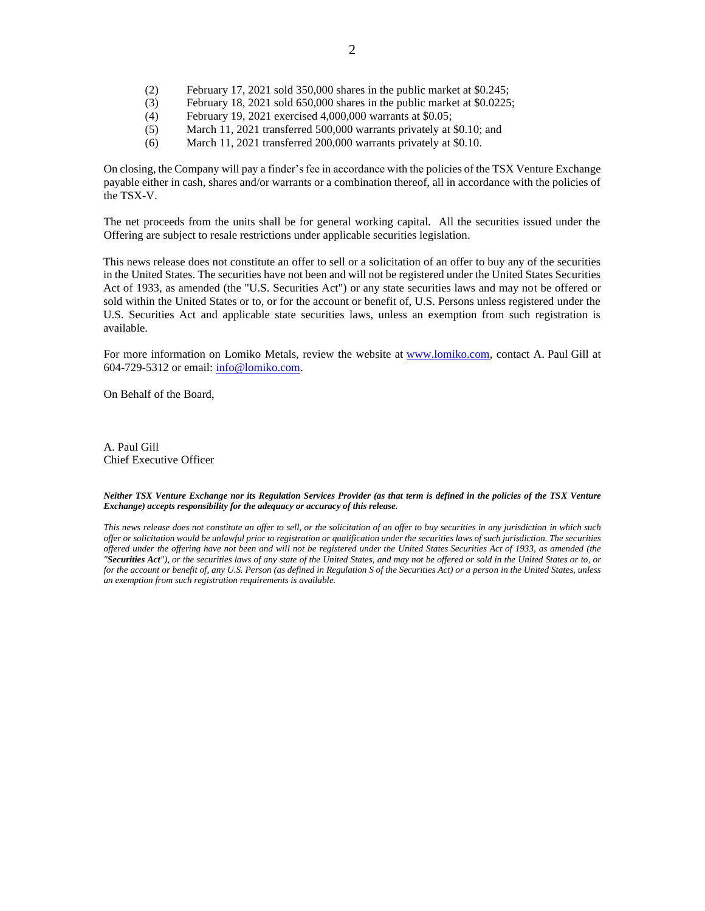(2) February 17, 2021 sold 350,000 shares in the public market at $0.245;
(3) February 18, 2021 sold 650,000 shares in the public market at $0.0225;
(4) February 19, 2021 exercised 4,000,000 warrants at $0.05;
(5) March 11, 2021 transferred 500,000 warrants privately at $0.10; and
(6) March 11, 2021 transferred 200,000 warrants privately at $0.10.

On closing, the Company will pay a finder's fee in accordance with the policies of the TSX Venture Exchange payable either in cash, shares and/or warrants or a combination thereof, all in accordance with the policies of the TSX-V.

The net proceeds from the units shall be for general working capital. All the securities issued under the Offering are subject to resale restrictions under applicable securities legislation.

This news release does not constitute an offer to sell or a solicitation of an offer to buy any of the securities in the United States. The securities have not been and will not be registered under the United States Securities Act of 1933, as amended (the "U.S. Securities Act") or any state securities laws and may not be offered or sold within the United States or to, or for the account or benefit of, U.S. Persons unless registered under the U.S. Securities Act and applicable state securities laws, unless an exemption from such registration is available.

For more information on Lomiko Metals, review the website at www.lomiko.com, contact A. Paul Gill at 604-729-5312 or email: info@lomiko.com.

On Behalf of the Board,

A. Paul Gill
Chief Executive Officer

***Neither TSX Venture Exchange nor its Regulation Services Provider (as that term is defined in the policies of the TSX Venture Exchange) accepts responsibility for the adequacy or accuracy of this release.***

*This news release does not constitute an offer to sell, or the solicitation of an offer to buy securities in any jurisdiction in which such offer or solicitation would be unlawful prior to registration or qualification under the securities laws of such jurisdiction. The securities offered under the offering have not been and will not be registered under the United States Securities Act of 1933, as amended (the "**Securities Act**"), or the securities laws of any state of the United States, and may not be offered or sold in the United States or to, or for the account or benefit of, any U.S. Person (as defined in Regulation S of the Securities Act) or a person in the United States, unless an exemption from such registration requirements is available.*